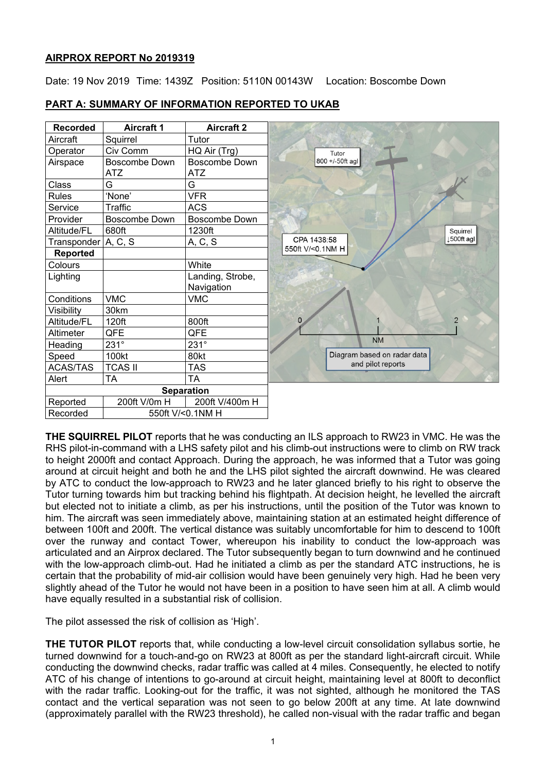## AIRPROX REPORT No 2019319

Date: 19 Nov 2019 Time: 1439Z Position: 5110N 00143W Location: Boscombe Down

## PART A: SUMMARY OF INFORMATION REPORTED TO UKAB

| Recorded | Aircraft 1 | Aircraft 2 |
|---|---|---|
| Aircraft | Squirrel | Tutor |
| Operator | Civ Comm | HQ Air (Trg) |
| Airspace | Boscombe Down ATZ | Boscombe Down ATZ |
| Class | G | G |
| Rules | 'None' | VFR |
| Service | Traffic | ACS |
| Provider | Boscombe Down | Boscombe Down |
| Altitude/FL | 680ft | 1230ft |
| Transponder | A, C, S | A, C, S |
| **Reported** | | |
| Colours | | White |
| Lighting | | Landing, Strobe, Navigation |
| Conditions | VMC | VMC |
| Visibility | 30km | |
| Altitude/FL | 120ft | 800ft |
| Altimeter | QFE | QFE |
| Heading | 231° | 231° |
| Speed | 100kt | 80kt |
| ACAS/TAS | TCAS II | TAS |
| Alert | TA | TA |
| **Separation** | | |
| Reported | 200ft V/0m H | 200ft V/400m H |
| Recorded | 550ft V/<0.1NM H | |

Tutor 800 +/-50ft agl

Squirrel ↓500ft agl

CPA 1438:58 550ft V/<0.1NM H

0 1 2 NM

Diagram based on radar data and pilot reports

**THE SQUIRREL PILOT** reports that he was conducting an ILS approach to RW23 in VMC. He was the RHS pilot-in-command with a LHS safety pilot and his climb-out instructions were to climb on RW track to height 2000ft and contact Approach. During the approach, he was informed that a Tutor was going around at circuit height and both he and the LHS pilot sighted the aircraft downwind. He was cleared by ATC to conduct the low-approach to RW23 and he later glanced briefly to his right to observe the Tutor turning towards him but tracking behind his flightpath. At decision height, he levelled the aircraft but elected not to initiate a climb, as per his instructions, until the position of the Tutor was known to him. The aircraft was seen immediately above, maintaining station at an estimated height difference of between 100ft and 200ft. The vertical distance was suitably uncomfortable for him to descend to 100ft over the runway and contact Tower, whereupon his inability to conduct the low-approach was articulated and an Airprox declared. The Tutor subsequently began to turn downwind and he continued with the low-approach climb-out. Had he initiated a climb as per the standard ATC instructions, he is certain that the probability of mid-air collision would have been genuinely very high. Had he been very slightly ahead of the Tutor he would not have been in a position to have seen him at all. A climb would have equally resulted in a substantial risk of collision.

The pilot assessed the risk of collision as 'High'.

**THE TUTOR PILOT** reports that, while conducting a low-level circuit consolidation syllabus sortie, he turned downwind for a touch-and-go on RW23 at 800ft as per the standard light-aircraft circuit. While conducting the downwind checks, radar traffic was called at 4 miles. Consequently, he elected to notify ATC of his change of intentions to go-around at circuit height, maintaining level at 800ft to deconflict with the radar traffic. Looking-out for the traffic, it was not sighted, although he monitored the TAS contact and the vertical separation was not seen to go below 200ft at any time. At late downwind (approximately parallel with the RW23 threshold), he called non-visual with the radar traffic and began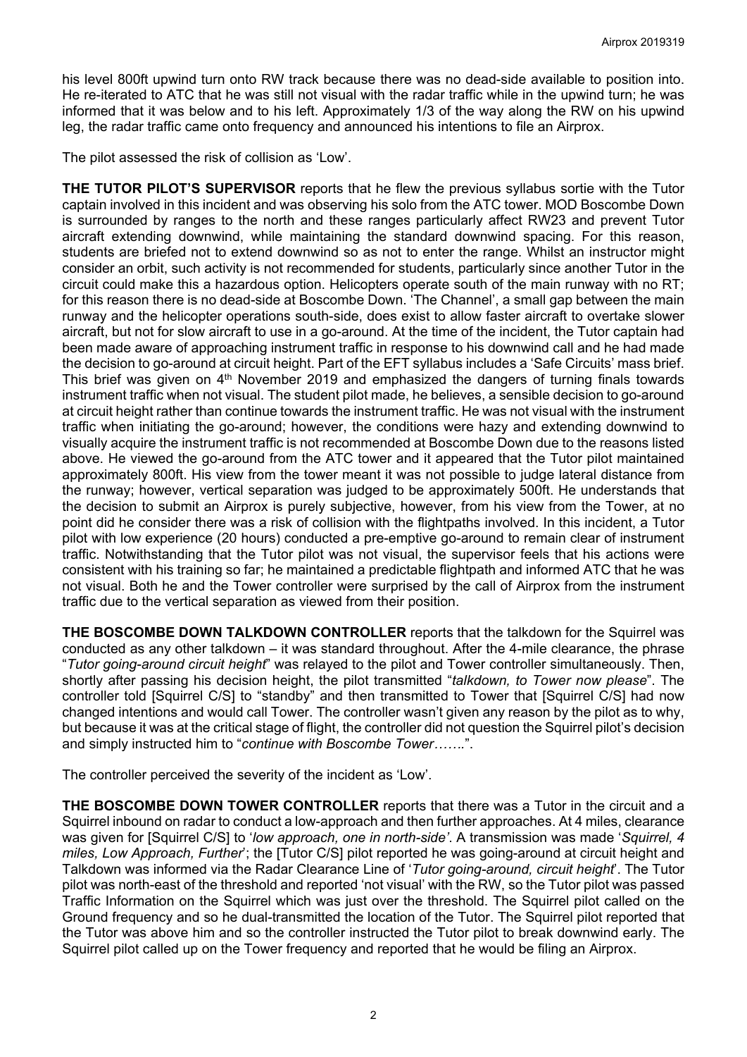his level 800ft upwind turn onto RW track because there was no dead-side available to position into. He re-iterated to ATC that he was still not visual with the radar traffic while in the upwind turn; he was informed that it was below and to his left. Approximately 1/3 of the way along the RW on his upwind leg, the radar traffic came onto frequency and announced his intentions to file an Airprox.

The pilot assessed the risk of collision as 'Low'.

**THE TUTOR PILOT'S SUPERVISOR** reports that he flew the previous syllabus sortie with the Tutor captain involved in this incident and was observing his solo from the ATC tower. MOD Boscombe Down is surrounded by ranges to the north and these ranges particularly affect RW23 and prevent Tutor aircraft extending downwind, while maintaining the standard downwind spacing. For this reason, students are briefed not to extend downwind so as not to enter the range. Whilst an instructor might consider an orbit, such activity is not recommended for students, particularly since another Tutor in the circuit could make this a hazardous option. Helicopters operate south of the main runway with no RT; for this reason there is no dead-side at Boscombe Down. 'The Channel', a small gap between the main runway and the helicopter operations south-side, does exist to allow faster aircraft to overtake slower aircraft, but not for slow aircraft to use in a go-around. At the time of the incident, the Tutor captain had been made aware of approaching instrument traffic in response to his downwind call and he had made the decision to go-around at circuit height. Part of the EFT syllabus includes a 'Safe Circuits' mass brief. This brief was given on 4th November 2019 and emphasized the dangers of turning finals towards instrument traffic when not visual. The student pilot made, he believes, a sensible decision to go-around at circuit height rather than continue towards the instrument traffic. He was not visual with the instrument traffic when initiating the go-around; however, the conditions were hazy and extending downwind to visually acquire the instrument traffic is not recommended at Boscombe Down due to the reasons listed above. He viewed the go-around from the ATC tower and it appeared that the Tutor pilot maintained approximately 800ft. His view from the tower meant it was not possible to judge lateral distance from the runway; however, vertical separation was judged to be approximately 500ft. He understands that the decision to submit an Airprox is purely subjective, however, from his view from the Tower, at no point did he consider there was a risk of collision with the flightpaths involved. In this incident, a Tutor pilot with low experience (20 hours) conducted a pre-emptive go-around to remain clear of instrument traffic. Notwithstanding that the Tutor pilot was not visual, the supervisor feels that his actions were consistent with his training so far; he maintained a predictable flightpath and informed ATC that he was not visual. Both he and the Tower controller were surprised by the call of Airprox from the instrument traffic due to the vertical separation as viewed from their position.

**THE BOSCOMBE DOWN TALKDOWN CONTROLLER** reports that the talkdown for the Squirrel was conducted as any other talkdown – it was standard throughout. After the 4-mile clearance, the phrase "*Tutor going-around circuit height*" was relayed to the pilot and Tower controller simultaneously. Then, shortly after passing his decision height, the pilot transmitted "*talkdown, to Tower now please*". The controller told [Squirrel C/S] to "standby" and then transmitted to Tower that [Squirrel C/S] had now changed intentions and would call Tower. The controller wasn't given any reason by the pilot as to why, but because it was at the critical stage of flight, the controller did not question the Squirrel pilot's decision and simply instructed him to "*continue with Boscombe Tower…….*".

The controller perceived the severity of the incident as 'Low'.

**THE BOSCOMBE DOWN TOWER CONTROLLER** reports that there was a Tutor in the circuit and a Squirrel inbound on radar to conduct a low-approach and then further approaches. At 4 miles, clearance was given for [Squirrel C/S] to '*low approach, one in north-side'*. A transmission was made '*Squirrel, 4 miles, Low Approach, Further*'; the [Tutor C/S] pilot reported he was going-around at circuit height and Talkdown was informed via the Radar Clearance Line of '*Tutor going-around, circuit height*'. The Tutor pilot was north-east of the threshold and reported 'not visual' with the RW, so the Tutor pilot was passed Traffic Information on the Squirrel which was just over the threshold. The Squirrel pilot called on the Ground frequency and so he dual-transmitted the location of the Tutor. The Squirrel pilot reported that the Tutor was above him and so the controller instructed the Tutor pilot to break downwind early. The Squirrel pilot called up on the Tower frequency and reported that he would be filing an Airprox.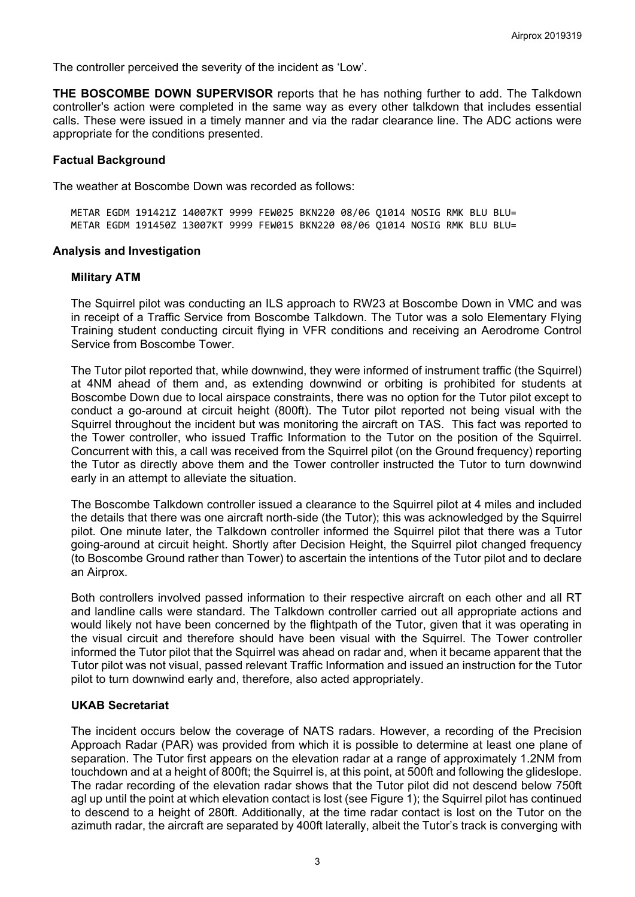The controller perceived the severity of the incident as 'Low'.

**THE BOSCOMBE DOWN SUPERVISOR** reports that he has nothing further to add. The Talkdown controller's action were completed in the same way as every other talkdown that includes essential calls. These were issued in a timely manner and via the radar clearance line. The ADC actions were appropriate for the conditions presented.

### Factual Background

The weather at Boscombe Down was recorded as follows:

```
METAR EGDM 191421Z 14007KT 9999 FEW025 BKN220 08/06 Q1014 NOSIG RMK BLU BLU=
METAR EGDM 191450Z 13007KT 9999 FEW015 BKN220 08/06 Q1014 NOSIG RMK BLU BLU=
```

### Analysis and Investigation

#### Military ATM

The Squirrel pilot was conducting an ILS approach to RW23 at Boscombe Down in VMC and was in receipt of a Traffic Service from Boscombe Talkdown. The Tutor was a solo Elementary Flying Training student conducting circuit flying in VFR conditions and receiving an Aerodrome Control Service from Boscombe Tower.

The Tutor pilot reported that, while downwind, they were informed of instrument traffic (the Squirrel) at 4NM ahead of them and, as extending downwind or orbiting is prohibited for students at Boscombe Down due to local airspace constraints, there was no option for the Tutor pilot except to conduct a go-around at circuit height (800ft). The Tutor pilot reported not being visual with the Squirrel throughout the incident but was monitoring the aircraft on TAS. This fact was reported to the Tower controller, who issued Traffic Information to the Tutor on the position of the Squirrel. Concurrent with this, a call was received from the Squirrel pilot (on the Ground frequency) reporting the Tutor as directly above them and the Tower controller instructed the Tutor to turn downwind early in an attempt to alleviate the situation.

The Boscombe Talkdown controller issued a clearance to the Squirrel pilot at 4 miles and included the details that there was one aircraft north-side (the Tutor); this was acknowledged by the Squirrel pilot. One minute later, the Talkdown controller informed the Squirrel pilot that there was a Tutor going-around at circuit height. Shortly after Decision Height, the Squirrel pilot changed frequency (to Boscombe Ground rather than Tower) to ascertain the intentions of the Tutor pilot and to declare an Airprox.

Both controllers involved passed information to their respective aircraft on each other and all RT and landline calls were standard. The Talkdown controller carried out all appropriate actions and would likely not have been concerned by the flightpath of the Tutor, given that it was operating in the visual circuit and therefore should have been visual with the Squirrel. The Tower controller informed the Tutor pilot that the Squirrel was ahead on radar and, when it became apparent that the Tutor pilot was not visual, passed relevant Traffic Information and issued an instruction for the Tutor pilot to turn downwind early and, therefore, also acted appropriately.

#### UKAB Secretariat

The incident occurs below the coverage of NATS radars. However, a recording of the Precision Approach Radar (PAR) was provided from which it is possible to determine at least one plane of separation. The Tutor first appears on the elevation radar at a range of approximately 1.2NM from touchdown and at a height of 800ft; the Squirrel is, at this point, at 500ft and following the glideslope. The radar recording of the elevation radar shows that the Tutor pilot did not descend below 750ft agl up until the point at which elevation contact is lost (see Figure 1); the Squirrel pilot has continued to descend to a height of 280ft. Additionally, at the time radar contact is lost on the Tutor on the azimuth radar, the aircraft are separated by 400ft laterally, albeit the Tutor's track is converging with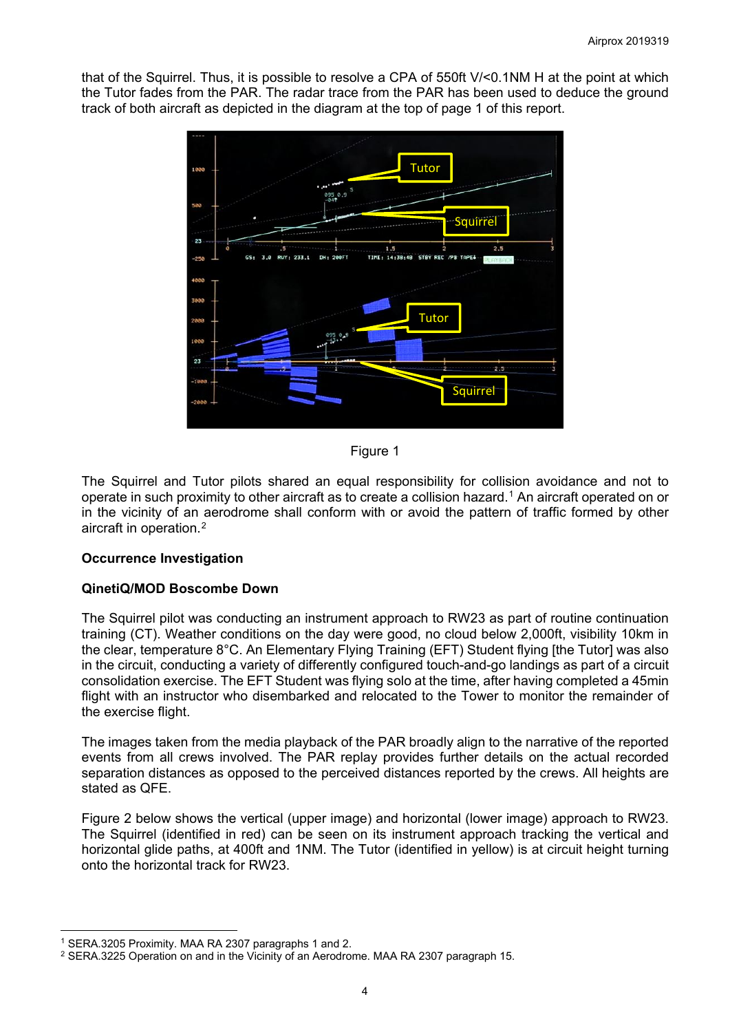that of the Squirrel. Thus, it is possible to resolve a CPA of 550ft V/<0.1NM H at the point at which the Tutor fades from the PAR. The radar trace from the PAR has been used to deduce the ground track of both aircraft as depicted in the diagram at the top of page 1 of this report.

Figure 1

The Squirrel and Tutor pilots shared an equal responsibility for collision avoidance and not to operate in such proximity to other aircraft as to create a collision hazard.[1] An aircraft operated on or in the vicinity of an aerodrome shall conform with or avoid the pattern of traffic formed by other aircraft in operation.[2]

**Occurrence Investigation**

**QinetiQ/MOD Boscombe Down**

The Squirrel pilot was conducting an instrument approach to RW23 as part of routine continuation training (CT). Weather conditions on the day were good, no cloud below 2,000ft, visibility 10km in the clear, temperature 8°C. An Elementary Flying Training (EFT) Student flying [the Tutor] was also in the circuit, conducting a variety of differently configured touch-and-go landings as part of a circuit consolidation exercise. The EFT Student was flying solo at the time, after having completed a 45min flight with an instructor who disembarked and relocated to the Tower to monitor the remainder of the exercise flight.

The images taken from the media playback of the PAR broadly align to the narrative of the reported events from all crews involved. The PAR replay provides further details on the actual recorded separation distances as opposed to the perceived distances reported by the crews. All heights are stated as QFE.

Figure 2 below shows the vertical (upper image) and horizontal (lower image) approach to RW23. The Squirrel (identified in red) can be seen on its instrument approach tracking the vertical and horizontal glide paths, at 400ft and 1NM. The Tutor (identified in yellow) is at circuit height turning onto the horizontal track for RW23.

[1] SERA.3205 Proximity. MAA RA 2307 paragraphs 1 and 2.
[2] SERA.3225 Operation on and in the Vicinity of an Aerodrome. MAA RA 2307 paragraph 15.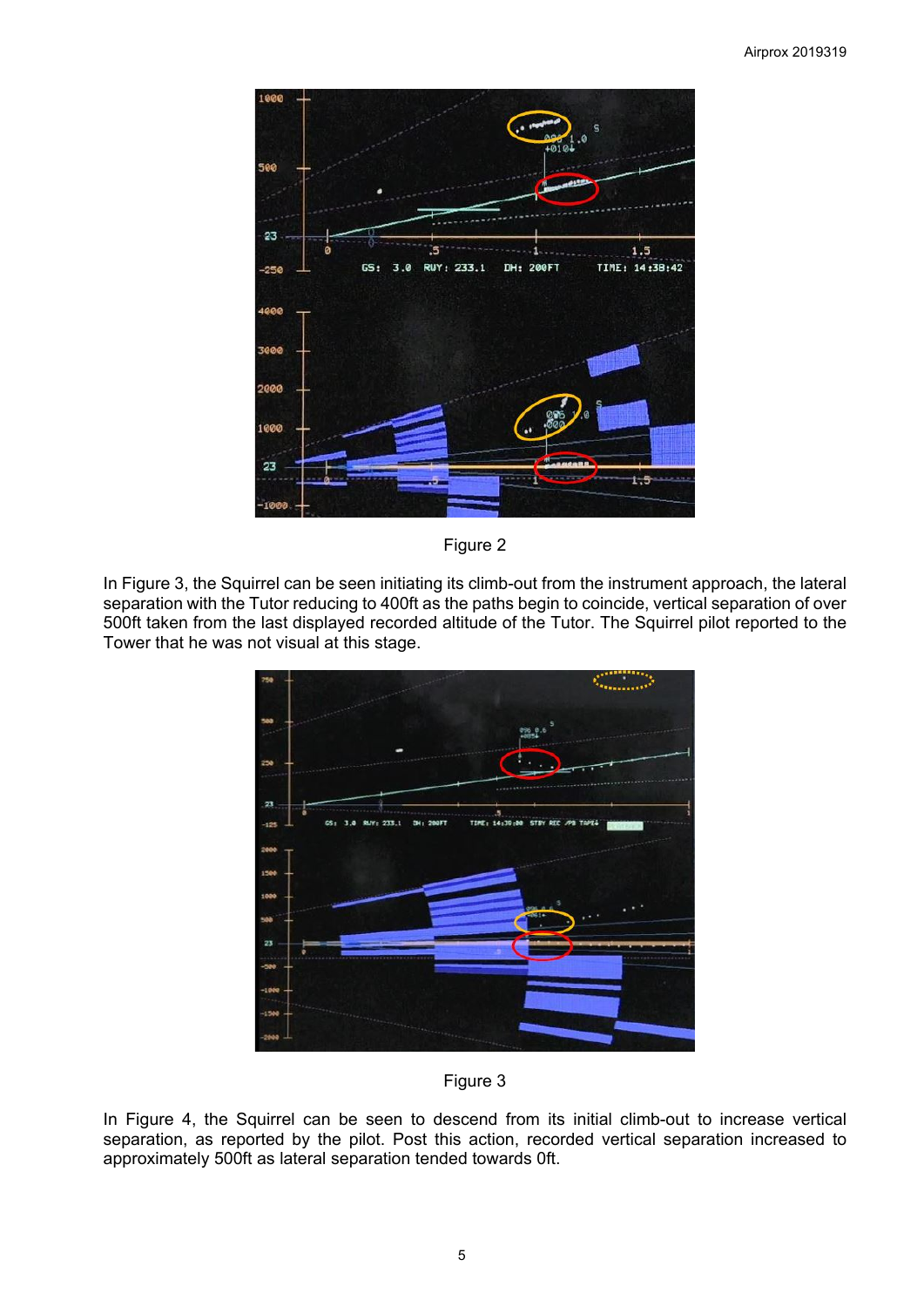Figure 2

In Figure 3, the Squirrel can be seen initiating its climb-out from the instrument approach, the lateral separation with the Tutor reducing to 400ft as the paths begin to coincide, vertical separation of over 500ft taken from the last displayed recorded altitude of the Tutor. The Squirrel pilot reported to the Tower that he was not visual at this stage.

Figure 3

In Figure 4, the Squirrel can be seen to descend from its initial climb-out to increase vertical separation, as reported by the pilot. Post this action, recorded vertical separation increased to approximately 500ft as lateral separation tended towards 0ft.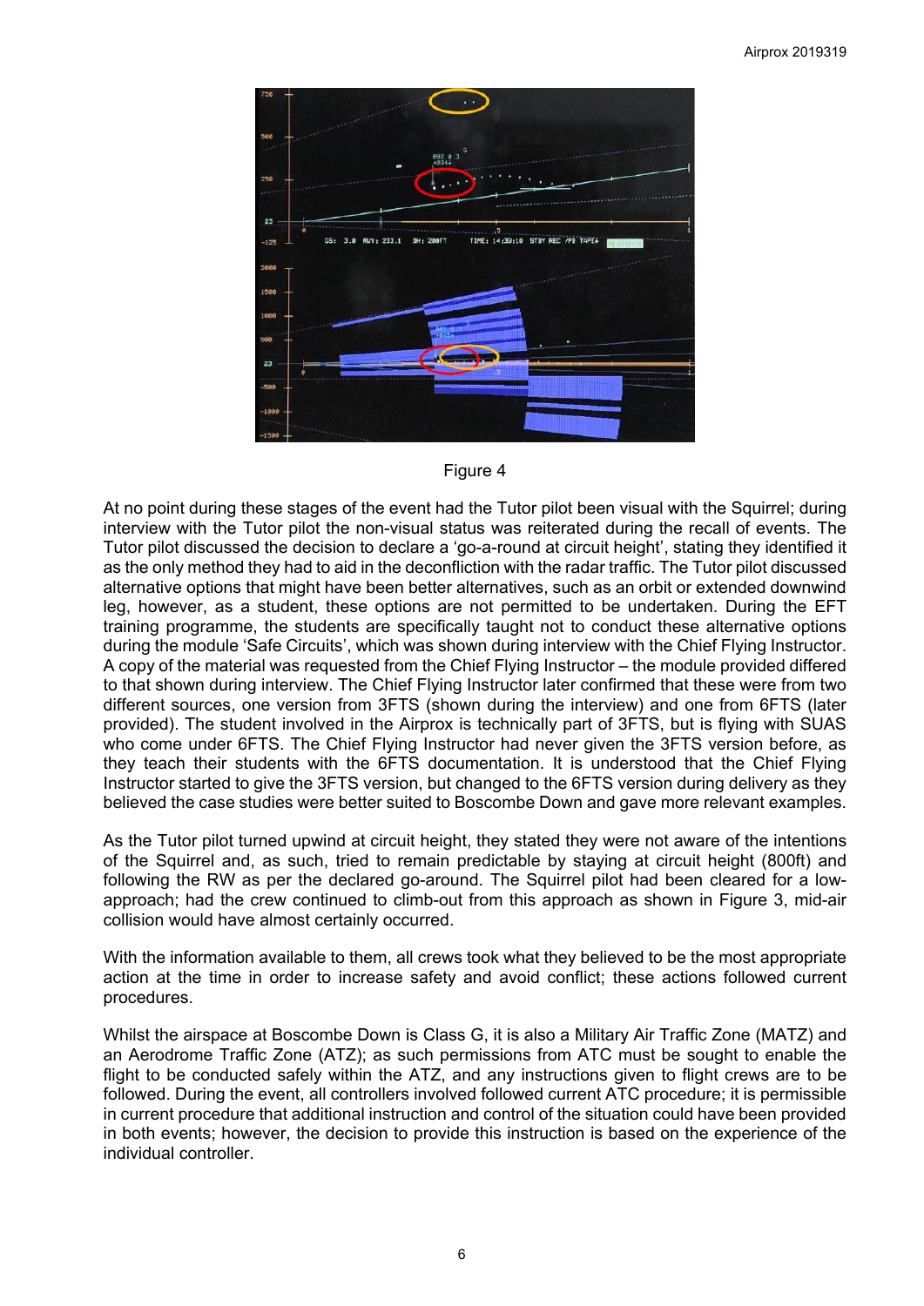Figure 4

At no point during these stages of the event had the Tutor pilot been visual with the Squirrel; during interview with the Tutor pilot the non-visual status was reiterated during the recall of events. The Tutor pilot discussed the decision to declare a 'go-a-round at circuit height', stating they identified it as the only method they had to aid in the deconfliction with the radar traffic. The Tutor pilot discussed alternative options that might have been better alternatives, such as an orbit or extended downwind leg, however, as a student, these options are not permitted to be undertaken. During the EFT training programme, the students are specifically taught not to conduct these alternative options during the module 'Safe Circuits', which was shown during interview with the Chief Flying Instructor. A copy of the material was requested from the Chief Flying Instructor – the module provided differed to that shown during interview. The Chief Flying Instructor later confirmed that these were from two different sources, one version from 3FTS (shown during the interview) and one from 6FTS (later provided). The student involved in the Airprox is technically part of 3FTS, but is flying with SUAS who come under 6FTS. The Chief Flying Instructor had never given the 3FTS version before, as they teach their students with the 6FTS documentation. It is understood that the Chief Flying Instructor started to give the 3FTS version, but changed to the 6FTS version during delivery as they believed the case studies were better suited to Boscombe Down and gave more relevant examples.

As the Tutor pilot turned upwind at circuit height, they stated they were not aware of the intentions of the Squirrel and, as such, tried to remain predictable by staying at circuit height (800ft) and following the RW as per the declared go-around. The Squirrel pilot had been cleared for a low-approach; had the crew continued to climb-out from this approach as shown in Figure 3, mid-air collision would have almost certainly occurred.

With the information available to them, all crews took what they believed to be the most appropriate action at the time in order to increase safety and avoid conflict; these actions followed current procedures.

Whilst the airspace at Boscombe Down is Class G, it is also a Military Air Traffic Zone (MATZ) and an Aerodrome Traffic Zone (ATZ); as such permissions from ATC must be sought to enable the flight to be conducted safely within the ATZ, and any instructions given to flight crews are to be followed. During the event, all controllers involved followed current ATC procedure; it is permissible in current procedure that additional instruction and control of the situation could have been provided in both events; however, the decision to provide this instruction is based on the experience of the individual controller.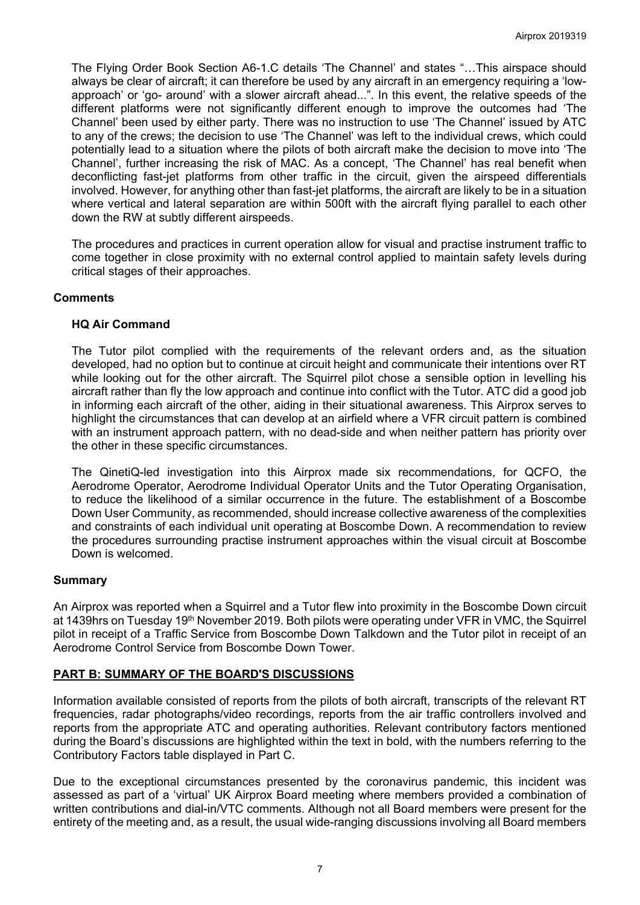The Flying Order Book Section A6-1.C details 'The Channel' and states "…This airspace should always be clear of aircraft; it can therefore be used by any aircraft in an emergency requiring a 'low-approach' or 'go- around' with a slower aircraft ahead...". In this event, the relative speeds of the different platforms were not significantly different enough to improve the outcomes had 'The Channel' been used by either party. There was no instruction to use 'The Channel' issued by ATC to any of the crews; the decision to use 'The Channel' was left to the individual crews, which could potentially lead to a situation where the pilots of both aircraft make the decision to move into 'The Channel', further increasing the risk of MAC. As a concept, 'The Channel' has real benefit when deconflicting fast-jet platforms from other traffic in the circuit, given the airspeed differentials involved. However, for anything other than fast-jet platforms, the aircraft are likely to be in a situation where vertical and lateral separation are within 500ft with the aircraft flying parallel to each other down the RW at subtly different airspeeds.

The procedures and practices in current operation allow for visual and practise instrument traffic to come together in close proximity with no external control applied to maintain safety levels during critical stages of their approaches.

## Comments

### HQ Air Command

The Tutor pilot complied with the requirements of the relevant orders and, as the situation developed, had no option but to continue at circuit height and communicate their intentions over RT while looking out for the other aircraft. The Squirrel pilot chose a sensible option in levelling his aircraft rather than fly the low approach and continue into conflict with the Tutor. ATC did a good job in informing each aircraft of the other, aiding in their situational awareness. This Airprox serves to highlight the circumstances that can develop at an airfield where a VFR circuit pattern is combined with an instrument approach pattern, with no dead-side and when neither pattern has priority over the other in these specific circumstances.

The QinetiQ-led investigation into this Airprox made six recommendations, for QCFO, the Aerodrome Operator, Aerodrome Individual Operator Units and the Tutor Operating Organisation, to reduce the likelihood of a similar occurrence in the future. The establishment of a Boscombe Down User Community, as recommended, should increase collective awareness of the complexities and constraints of each individual unit operating at Boscombe Down. A recommendation to review the procedures surrounding practise instrument approaches within the visual circuit at Boscombe Down is welcomed.

## Summary

An Airprox was reported when a Squirrel and a Tutor flew into proximity in the Boscombe Down circuit at 1439hrs on Tuesday 19th November 2019. Both pilots were operating under VFR in VMC, the Squirrel pilot in receipt of a Traffic Service from Boscombe Down Talkdown and the Tutor pilot in receipt of an Aerodrome Control Service from Boscombe Down Tower.

## PART B: SUMMARY OF THE BOARD'S DISCUSSIONS

Information available consisted of reports from the pilots of both aircraft, transcripts of the relevant RT frequencies, radar photographs/video recordings, reports from the air traffic controllers involved and reports from the appropriate ATC and operating authorities. Relevant contributory factors mentioned during the Board's discussions are highlighted within the text in bold, with the numbers referring to the Contributory Factors table displayed in Part C.

Due to the exceptional circumstances presented by the coronavirus pandemic, this incident was assessed as part of a 'virtual' UK Airprox Board meeting where members provided a combination of written contributions and dial-in/VTC comments. Although not all Board members were present for the entirety of the meeting and, as a result, the usual wide-ranging discussions involving all Board members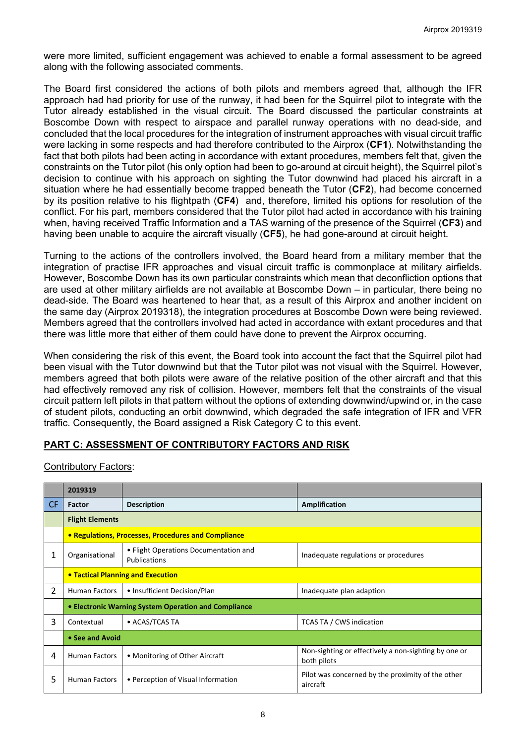were more limited, sufficient engagement was achieved to enable a formal assessment to be agreed along with the following associated comments.

The Board first considered the actions of both pilots and members agreed that, although the IFR approach had had priority for use of the runway, it had been for the Squirrel pilot to integrate with the Tutor already established in the visual circuit. The Board discussed the particular constraints at Boscombe Down with respect to airspace and parallel runway operations with no dead-side, and concluded that the local procedures for the integration of instrument approaches with visual circuit traffic were lacking in some respects and had therefore contributed to the Airprox (**CF1**). Notwithstanding the fact that both pilots had been acting in accordance with extant procedures, members felt that, given the constraints on the Tutor pilot (his only option had been to go-around at circuit height), the Squirrel pilot's decision to continue with his approach on sighting the Tutor downwind had placed his aircraft in a situation where he had essentially become trapped beneath the Tutor (**CF2**), had become concerned by its position relative to his flightpath (**CF4**) and, therefore, limited his options for resolution of the conflict. For his part, members considered that the Tutor pilot had acted in accordance with his training when, having received Traffic Information and a TAS warning of the presence of the Squirrel (**CF3**) and having been unable to acquire the aircraft visually (**CF5**), he had gone-around at circuit height.

Turning to the actions of the controllers involved, the Board heard from a military member that the integration of practise IFR approaches and visual circuit traffic is commonplace at military airfields. However, Boscombe Down has its own particular constraints which mean that deconfliction options that are used at other military airfields are not available at Boscombe Down – in particular, there being no dead-side. The Board was heartened to hear that, as a result of this Airprox and another incident on the same day (Airprox 2019318), the integration procedures at Boscombe Down were being reviewed. Members agreed that the controllers involved had acted in accordance with extant procedures and that there was little more that either of them could have done to prevent the Airprox occurring.

When considering the risk of this event, the Board took into account the fact that the Squirrel pilot had been visual with the Tutor downwind but that the Tutor pilot was not visual with the Squirrel. However, members agreed that both pilots were aware of the relative position of the other aircraft and that this had effectively removed any risk of collision. However, members felt that the constraints of the visual circuit pattern left pilots in that pattern without the options of extending downwind/upwind or, in the case of student pilots, conducting an orbit downwind, which degraded the safe integration of IFR and VFR traffic. Consequently, the Board assigned a Risk Category C to this event.

## PART C: ASSESSMENT OF CONTRIBUTORY FACTORS AND RISK

Contributory Factors:

| | 2019319 | | |
|---|---|---|---|
| CF | Factor | Description | Amplification |
| | **Flight Elements** | | |
| | **• Regulations, Processes, Procedures and Compliance** | | |
| 1 | Organisational | • Flight Operations Documentation and Publications | Inadequate regulations or procedures |
| | **• Tactical Planning and Execution** | | |
| 2 | Human Factors | • Insufficient Decision/Plan | Inadequate plan adaption |
| | **• Electronic Warning System Operation and Compliance** | | |
| 3 | Contextual | • ACAS/TCAS TA | TCAS TA / CWS indication |
| | **• See and Avoid** | | |
| 4 | Human Factors | • Monitoring of Other Aircraft | Non-sighting or effectively a non-sighting by one or both pilots |
| 5 | Human Factors | • Perception of Visual Information | Pilot was concerned by the proximity of the other aircraft |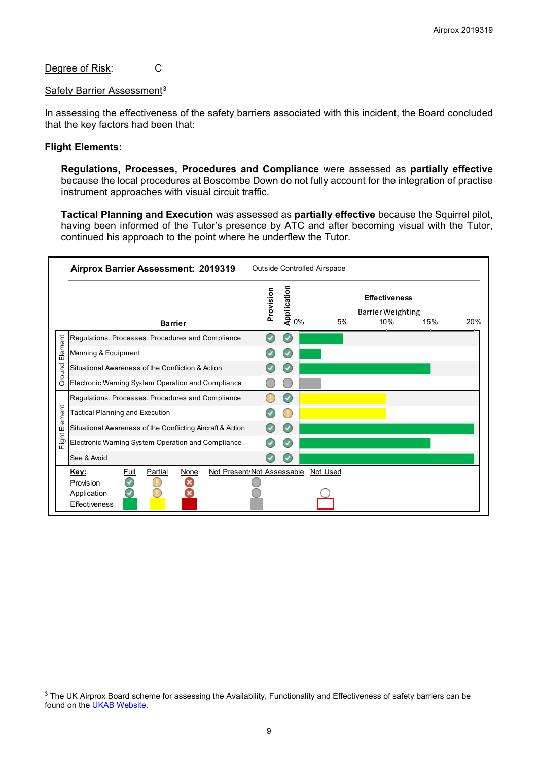Degree of Risk: C

Safety Barrier Assessment[3]

In assessing the effectiveness of the safety barriers associated with this incident, the Board concluded that the key factors had been that:

**Flight Elements:**

**Regulations, Processes, Procedures and Compliance** were assessed as **partially effective** because the local procedures at Boscombe Down do not fully account for the integration of practise instrument approaches with visual circuit traffic.

**Tactical Planning and Execution** was assessed as **partially effective** because the Squirrel pilot, having been informed of the Tutor's presence by ATC and after becoming visual with the Tutor, continued his approach to the point where he underflew the Tutor.

**Airprox Barrier Assessment: 2019319**

Outside Controlled Airspace

Barrier

Provision

Application

Effectiveness

Barrier Weighting

0%

5%

10%

15%

20%

Ground Element

Regulations, Processes, Procedures and Compliance

Manning & Equipment

Situational Awareness of the Confliction & Action

Electronic Warning System Operation and Compliance

Flight Element

Regulations, Processes, Procedures and Compliance

Tactical Planning and Execution

Situational Awareness of the Conflicting Aircraft & Action

Electronic Warning System Operation and Compliance

See & Avoid

Key: Full, Partial, None, Not Present/Not Assessable, Not Used

Provision

Application

Effectiveness

---

[3] The UK Airprox Board scheme for assessing the Availability, Functionality and Effectiveness of safety barriers can be found on the UKAB Website.